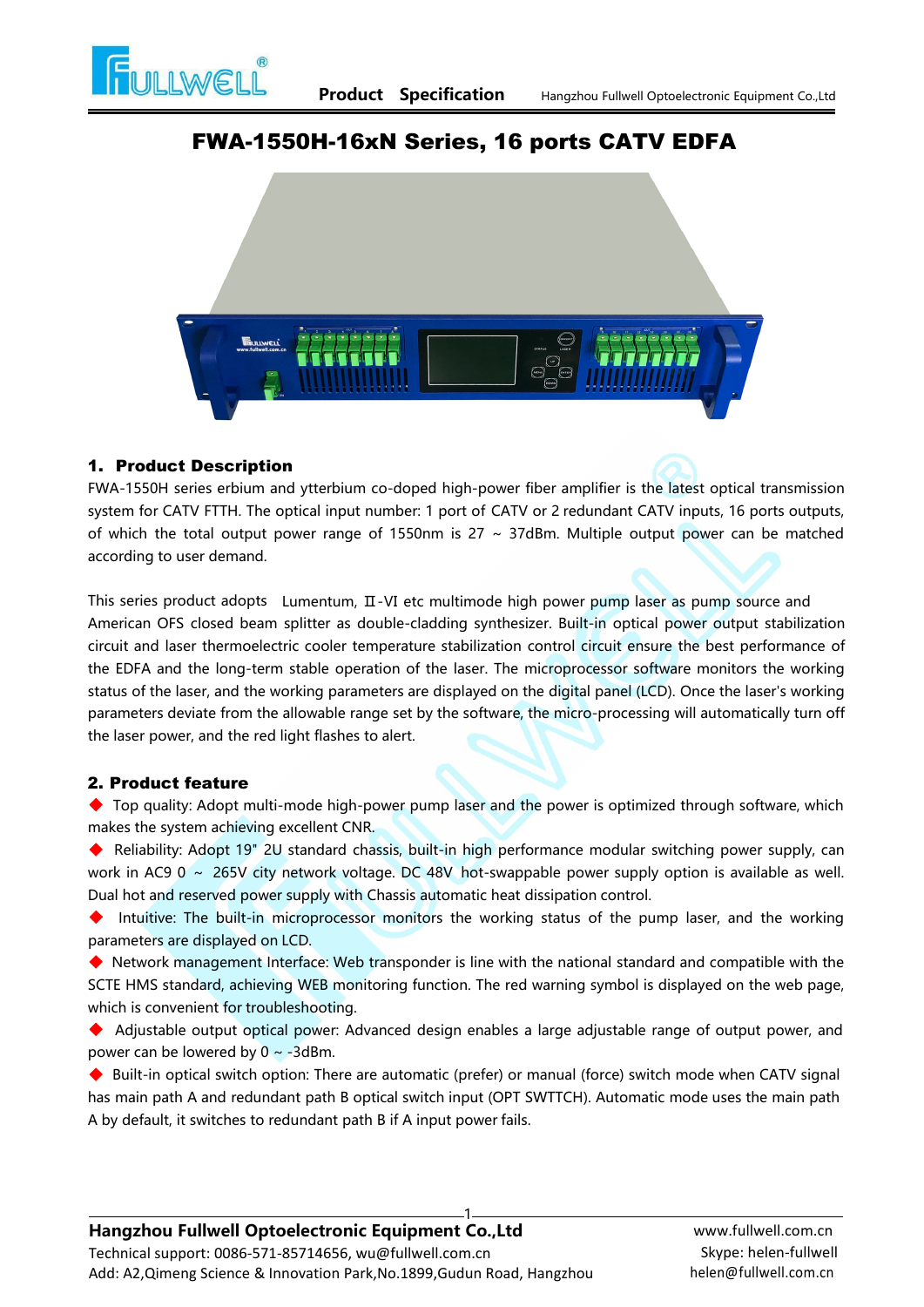# FWA-1550H-16xN Series, 16 ports CATV EDFA

## 1. Product Description

FWA-1550H series erbium and ytterbium co-doped high-power fiber amplifier is the latest optical transmission system for CATV FTTH. The optical input number: 1 port of CATV or 2 redundant CATV inputs, 16 ports outputs, of which the total output power range of 1550nm is 27 ~ 37dBm. Multiple output power can be matched according to user demand.

This series product adopts Lumentum, Ⅱ-VI etc multimode high power pump laser as pump source and American OFS closed beam splitter as double-cladding synthesizer. Built-in optical power output stabilization circuit and laser thermoelectric cooler temperature stabilization control circuit ensure the best performance of the EDFA and the long-term stable operation of the laser. The microprocessor software monitors the working status of the laser, and the working parameters are displayed on the digital panel (LCD). Once the laser's working parameters deviate from the allowable range set by the software, the micro-processing will automatically turn off the laser power, and the red light flashes to alert.

## 2. Product feature

◆ Top quality: Adopt multi-mode high-power pump laser and the power is optimized through software, which makes the system achieving excellent CNR.

◆ Reliability: Adopt 19" 2U standard chassis, built-in high performance modular switching power supply, can work in AC9 0 ~ 265V city network voltage. DC 48V hot-swappable power supply option is available as well. Dual hot and reserved power supply with Chassis automatic heat dissipation control.

◆ Intuitive: The built-in microprocessor monitors the working status of the pump laser, and the working parameters are displayed on LCD.

◆ Network management Interface: Web transponder is line with the national standard and compatible with the SCTE HMS standard, achieving WEB monitoring function. The red warning symbol is displayed on the web page, which is convenient for troubleshooting.

◆ Adjustable output optical power: Advanced design enables a large adjustable range of output power, and power can be lowered by 0 ~ -3dBm.

◆ Built-in optical switch option: There are automatic (prefer) or manual (force) switch mode when CATV signal has main path A and redundant path B optical switch input (OPT SWTTCH). Automatic mode uses the main path A by default, it switches to redundant path B if A input power fails.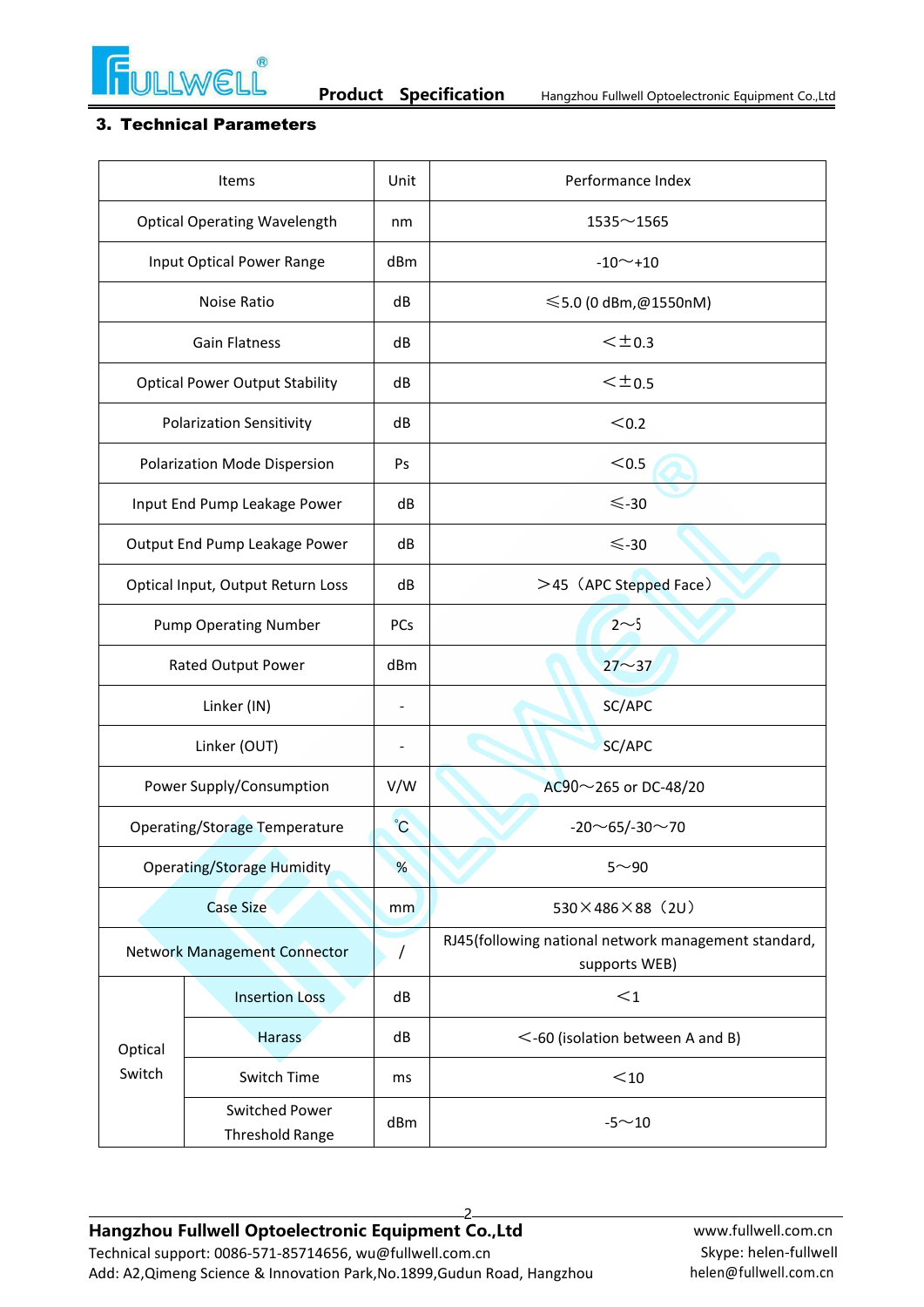## 3. Technical Parameters

| Items | | Unit | Performance Index |
|---|---|---|---|
| Optical Operating Wavelength | | nm | 1535～1565 |
| Input Optical Power Range | | dBm | -10～+10 |
| Noise Ratio | | dB | ≤5.0 (0 dBm,@1550nM) |
| Gain Flatness | | dB | ＜±0.3 |
| Optical Power Output Stability | | dB | ＜±0.5 |
| Polarization Sensitivity | | dB | ＜0.2 |
| Polarization Mode Dispersion | | Ps | ＜0.5 |
| Input End Pump Leakage Power | | dB | ≤-30 |
| Output End Pump Leakage Power | | dB | ≤-30 |
| Optical Input, Output Return Loss | | dB | ＞45（APC Stepped Face） |
| Pump Operating Number | | PCs | 2～5 |
| Rated Output Power | | dBm | 27～37 |
| Linker (IN) | | - | SC/APC |
| Linker (OUT) | | - | SC/APC |
| Power Supply/Consumption | | V/W | AC90～265 or DC-48/20 |
| Operating/Storage Temperature | | ℃ | -20～65/-30～70 |
| Operating/Storage Humidity | | % | 5～90 |
| Case Size | | mm | 530×486×88（2U） |
| Network Management Connector | | / | RJ45(following national network management standard, supports WEB) |
| Optical Switch | Insertion Loss | dB | ＜1 |
| | Harass | dB | ＜-60 (isolation between A and B) |
| | Switch Time | ms | ＜10 |
| | Switched Power Threshold Range | dBm | -5～10 |

**Hangzhou Fullwell Optoelectronic Equipment Co.,Ltd**
Technical support: 0086-571-85714656, wu@fullwell.com.cn
Add: A2,Qimeng Science & Innovation Park,No.1899,Gudun Road, Hangzhou
www.fullwell.com.cn
Skype: helen-fullwell
helen@fullwell.com.cn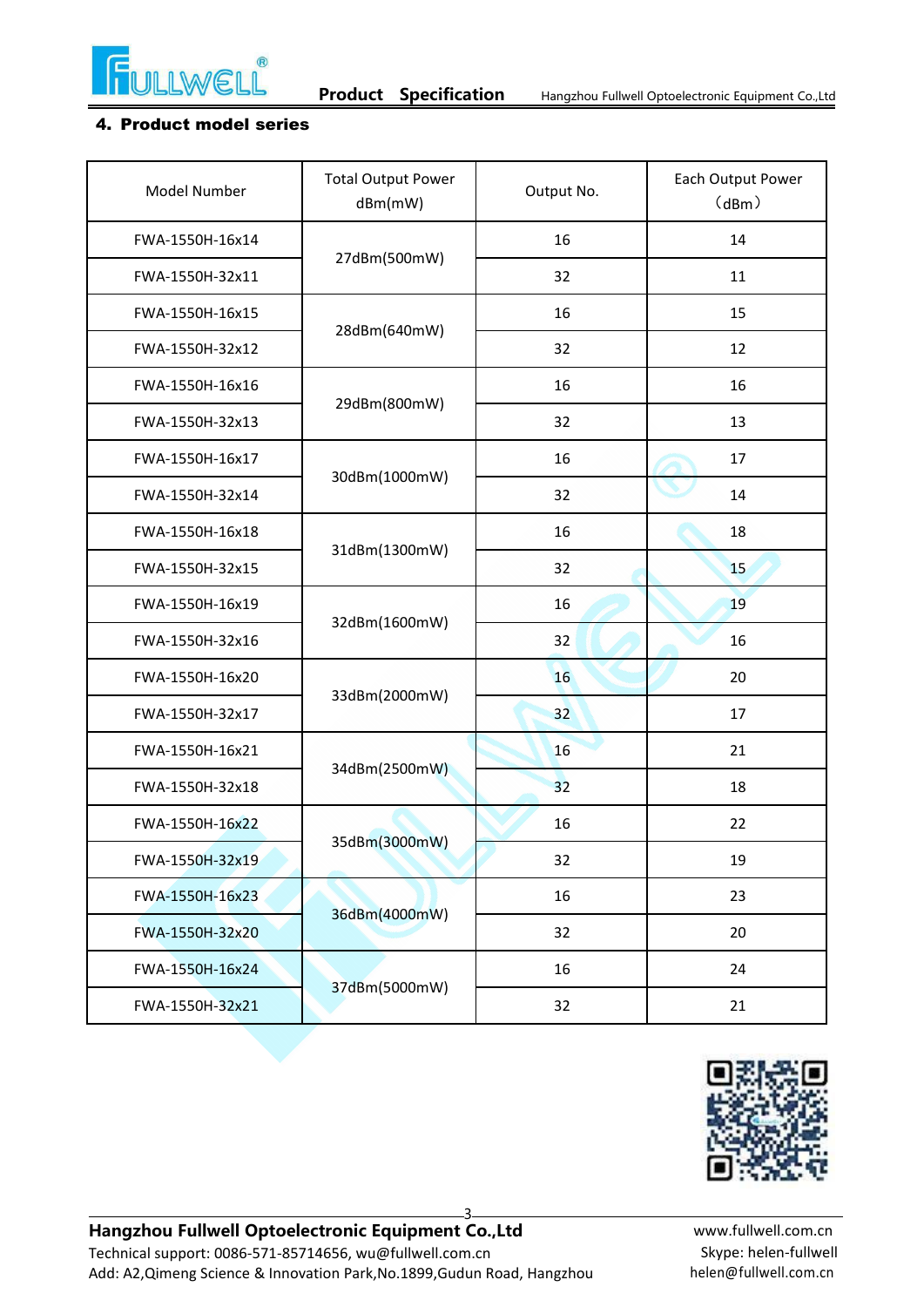## 4. Product model series

| Model Number | Total Output Power dBm(mW) | Output No. | Each Output Power （dBm） |
|---|---|---|---|
| FWA-1550H-16x14 | 27dBm(500mW) | 16 | 14 |
| FWA-1550H-32x11 | | 32 | 11 |
| FWA-1550H-16x15 | 28dBm(640mW) | 16 | 15 |
| FWA-1550H-32x12 | | 32 | 12 |
| FWA-1550H-16x16 | 29dBm(800mW) | 16 | 16 |
| FWA-1550H-32x13 | | 32 | 13 |
| FWA-1550H-16x17 | 30dBm(1000mW) | 16 | 17 |
| FWA-1550H-32x14 | | 32 | 14 |
| FWA-1550H-16x18 | 31dBm(1300mW) | 16 | 18 |
| FWA-1550H-32x15 | | 32 | 15 |
| FWA-1550H-16x19 | 32dBm(1600mW) | 16 | 19 |
| FWA-1550H-32x16 | | 32 | 16 |
| FWA-1550H-16x20 | 33dBm(2000mW) | 16 | 20 |
| FWA-1550H-32x17 | | 32 | 17 |
| FWA-1550H-16x21 | 34dBm(2500mW) | 16 | 21 |
| FWA-1550H-32x18 | | 32 | 18 |
| FWA-1550H-16x22 | 35dBm(3000mW) | 16 | 22 |
| FWA-1550H-32x19 | | 32 | 19 |
| FWA-1550H-16x23 | 36dBm(4000mW) | 16 | 23 |
| FWA-1550H-32x20 | | 32 | 20 |
| FWA-1550H-16x24 | 37dBm(5000mW) | 16 | 24 |
| FWA-1550H-32x21 | | 32 | 21 |